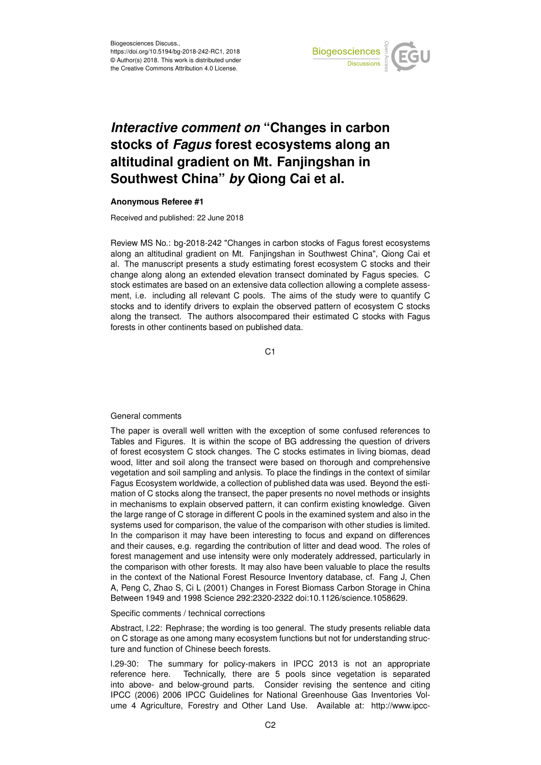Biogeosciences Discuss.,
https://doi.org/10.5194/bg-2018-242-RC1, 2018
© Author(s) 2018. This work is distributed under
the Creative Commons Attribution 4.0 License.

# *Interactive comment on* "Changes in carbon stocks of *Fagus* forest ecosystems along an altitudinal gradient on Mt. Fanjingshan in Southwest China" *by* Qiong Cai et al.

**Anonymous Referee #1**

Received and published: 22 June 2018

Review MS No.: bg-2018-242 "Changes in carbon stocks of Fagus forest ecosystems along an altitudinal gradient on Mt. Fanjingshan in Southwest China", Qiong Cai et al. The manuscript presents a study estimating forest ecosystem C stocks and their change along along an extended elevation transect dominated by Fagus species. C stock estimates are based on an extensive data collection allowing a complete assessment, i.e. including all relevant C pools. The aims of the study were to quantify C stocks and to identify drivers to explain the observed pattern of ecosystem C stocks along the transect. The authors alsocompared their estimated C stocks with Fagus forests in other continents based on published data.

General comments

The paper is overall well written with the exception of some confused references to Tables and Figures. It is within the scope of BG addressing the question of drivers of forest ecosystem C stock changes. The C stocks estimates in living biomas, dead wood, litter and soil along the transect were based on thorough and comprehensive vegetation and soil sampling and anlysis. To place the findings in the context of similar Fagus Ecosystem worldwide, a collection of published data was used. Beyond the estimation of C stocks along the transect, the paper presents no novel methods or insights in mechanisms to explain observed pattern, it can confirm existing knowledge. Given the large range of C storage in different C pools in the examined system and also in the systems used for comparison, the value of the comparison with other studies is limited. In the comparison it may have been interesting to focus and expand on differences and their causes, e.g. regarding the contribution of litter and dead wood. The roles of forest management and use intensity were only moderately addressed, particularly in the comparison with other forests. It may also have been valuable to place the results in the context of the National Forest Resource Inventory database, cf. Fang J, Chen A, Peng C, Zhao S, Ci L (2001) Changes in Forest Biomass Carbon Storage in China Between 1949 and 1998 Science 292:2320-2322 doi:10.1126/science.1058629.

Specific comments / technical corrections

Abstract, l.22: Rephrase; the wording is too general. The study presents reliable data on C storage as one among many ecosystem functions but not for understanding structure and function of Chinese beech forests.

l.29-30: The summary for policy-makers in IPCC 2013 is not an appropriate reference here. Technically, there are 5 pools since vegetation is separated into above- and below-ground parts. Consider revising the sentence and citing IPCC (2006) 2006 IPCC Guidelines for National Greenhouse Gas Inventories Volume 4 Agriculture, Forestry and Other Land Use. Available at: http://www.ipcc-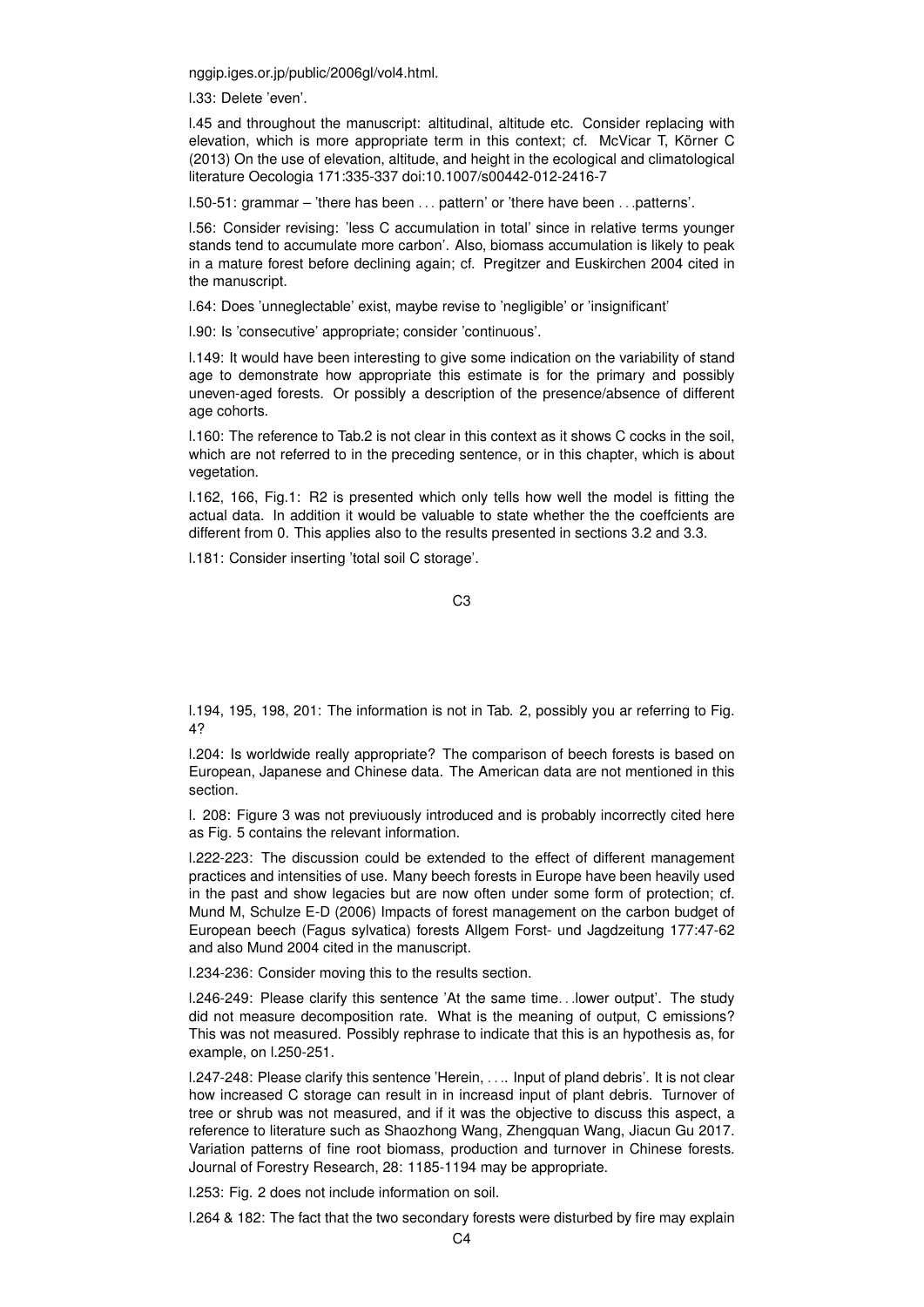nggip.iges.or.jp/public/2006gl/vol4.html.

l.33: Delete 'even'.

l.45 and throughout the manuscript: altitudinal, altitude etc. Consider replacing with elevation, which is more appropriate term in this context; cf. McVicar T, Körner C (2013) On the use of elevation, altitude, and height in the ecological and climatological literature Oecologia 171:335-337 doi:10.1007/s00442-012-2416-7

l.50-51: grammar – 'there has been . . . pattern' or 'there have been . . .patterns'.

l.56: Consider revising: 'less C accumulation in total' since in relative terms younger stands tend to accumulate more carbon'. Also, biomass accumulation is likely to peak in a mature forest before declining again; cf. Pregitzer and Euskirchen 2004 cited in the manuscript.

l.64: Does 'unneglectable' exist, maybe revise to 'negligible' or 'insignificant'

l.90: Is 'consecutive' appropriate; consider 'continuous'.

l.149: It would have been interesting to give some indication on the variability of stand age to demonstrate how appropriate this estimate is for the primary and possibly uneven-aged forests. Or possibly a description of the presence/absence of different age cohorts.

l.160: The reference to Tab.2 is not clear in this context as it shows C cocks in the soil, which are not referred to in the preceding sentence, or in this chapter, which is about vegetation.

l.162, 166, Fig.1: R2 is presented which only tells how well the model is fitting the actual data. In addition it would be valuable to state whether the the coeffcients are different from 0. This applies also to the results presented in sections 3.2 and 3.3.

l.181: Consider inserting 'total soil C storage'.

l.194, 195, 198, 201: The information is not in Tab. 2, possibly you ar referring to Fig. 4?

l.204: Is worldwide really appropriate? The comparison of beech forests is based on European, Japanese and Chinese data. The American data are not mentioned in this section.

l. 208: Figure 3 was not previuously introduced and is probably incorrectly cited here as Fig. 5 contains the relevant information.

l.222-223: The discussion could be extended to the effect of different management practices and intensities of use. Many beech forests in Europe have been heavily used in the past and show legacies but are now often under some form of protection; cf. Mund M, Schulze E-D (2006) Impacts of forest management on the carbon budget of European beech (Fagus sylvatica) forests Allgem Forst- und Jagdzeitung 177:47-62 and also Mund 2004 cited in the manuscript.

l.234-236: Consider moving this to the results section.

l.246-249: Please clarify this sentence 'At the same time. . .lower output'. The study did not measure decomposition rate. What is the meaning of output, C emissions? This was not measured. Possibly rephrase to indicate that this is an hypothesis as, for example, on l.250-251.

l.247-248: Please clarify this sentence 'Herein, . . .. Input of pland debris'. It is not clear how increased C storage can result in in increasd input of plant debris. Turnover of tree or shrub was not measured, and if it was the objective to discuss this aspect, a reference to literature such as Shaozhong Wang, Zhengquan Wang, Jiacun Gu 2017. Variation patterns of fine root biomass, production and turnover in Chinese forests. Journal of Forestry Research, 28: 1185-1194 may be appropriate.

l.253: Fig. 2 does not include information on soil.

l.264 & 182: The fact that the two secondary forests were disturbed by fire may explain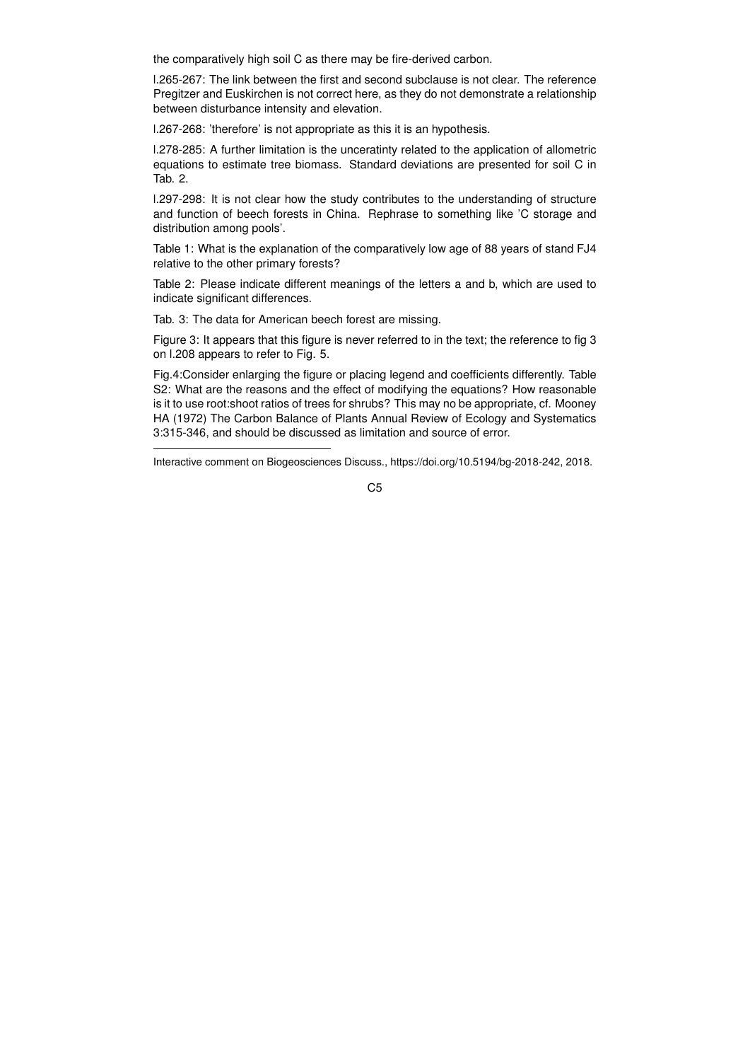the comparatively high soil C as there may be fire-derived carbon.

l.265-267: The link between the first and second subclause is not clear. The reference Pregitzer and Euskirchen is not correct here, as they do not demonstrate a relationship between disturbance intensity and elevation.

l.267-268: 'therefore' is not appropriate as this it is an hypothesis.

l.278-285: A further limitation is the unceratinty related to the application of allometric equations to estimate tree biomass. Standard deviations are presented for soil C in Tab. 2.

l.297-298: It is not clear how the study contributes to the understanding of structure and function of beech forests in China. Rephrase to something like 'C storage and distribution among pools'.

Table 1: What is the explanation of the comparatively low age of 88 years of stand FJ4 relative to the other primary forests?

Table 2: Please indicate different meanings of the letters a and b, which are used to indicate significant differences.

Tab. 3: The data for American beech forest are missing.

Figure 3: It appears that this figure is never referred to in the text; the reference to fig 3 on l.208 appears to refer to Fig. 5.

Fig.4:Consider enlarging the figure or placing legend and coefficients differently. Table S2: What are the reasons and the effect of modifying the equations? How reasonable is it to use root:shoot ratios of trees for shrubs? This may no be appropriate, cf. Mooney HA (1972) The Carbon Balance of Plants Annual Review of Ecology and Systematics 3:315-346, and should be discussed as limitation and source of error.

---

Interactive comment on Biogeosciences Discuss., https://doi.org/10.5194/bg-2018-242, 2018.